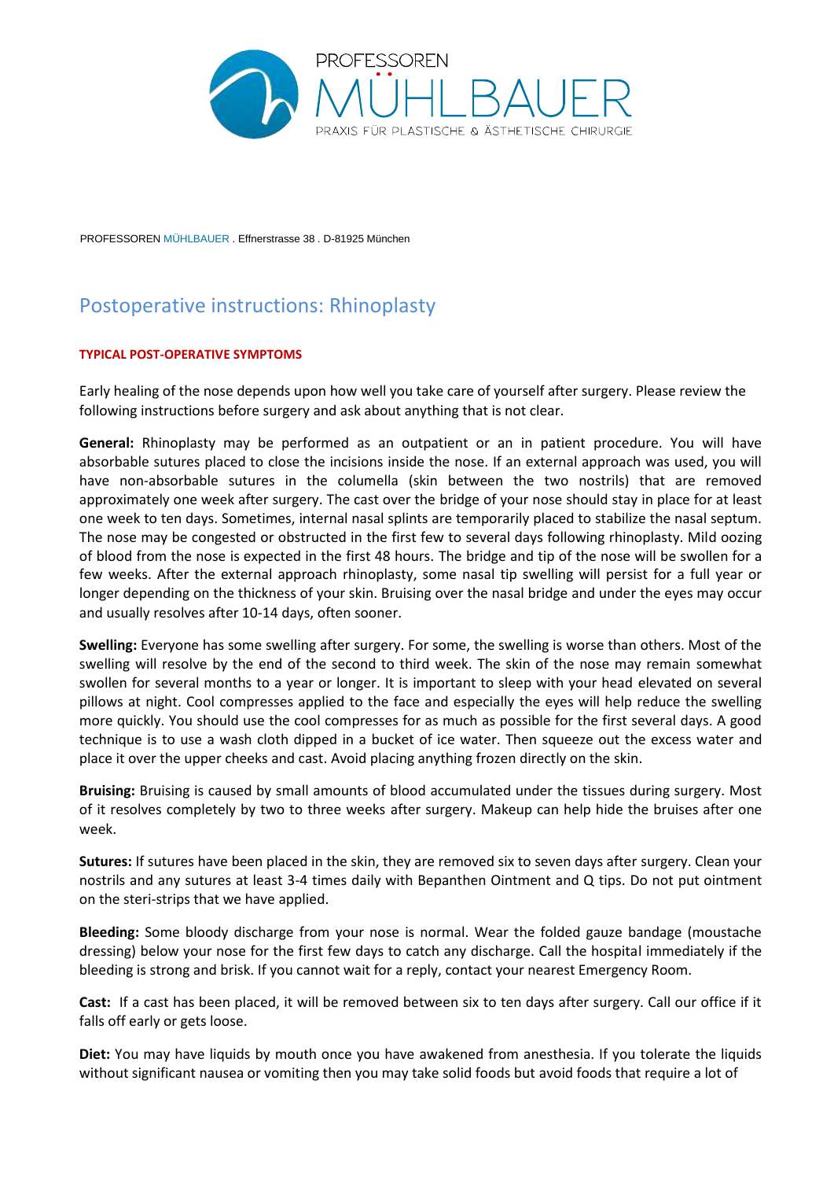PROFESSOREN MÜHLBAUER
PRAXIS FÜR PLASTISCHE & ÄSTHETISCHE CHIRURGIE

PROFESSOREN MÜHLBAUER . Effnerstrasse 38 . D-81925 München

# Postoperative instructions: Rhinoplasty

## TYPICAL POST-OPERATIVE SYMPTOMS

Early healing of the nose depends upon how well you take care of yourself after surgery. Please review the following instructions before surgery and ask about anything that is not clear.

**General:** Rhinoplasty may be performed as an outpatient or an in patient procedure. You will have absorbable sutures placed to close the incisions inside the nose. If an external approach was used, you will have non-absorbable sutures in the columella (skin between the two nostrils) that are removed approximately one week after surgery. The cast over the bridge of your nose should stay in place for at least one week to ten days. Sometimes, internal nasal splints are temporarily placed to stabilize the nasal septum. The nose may be congested or obstructed in the first few to several days following rhinoplasty. Mild oozing of blood from the nose is expected in the first 48 hours. The bridge and tip of the nose will be swollen for a few weeks. After the external approach rhinoplasty, some nasal tip swelling will persist for a full year or longer depending on the thickness of your skin. Bruising over the nasal bridge and under the eyes may occur and usually resolves after 10-14 days, often sooner.

**Swelling:** Everyone has some swelling after surgery. For some, the swelling is worse than others. Most of the swelling will resolve by the end of the second to third week. The skin of the nose may remain somewhat swollen for several months to a year or longer. It is important to sleep with your head elevated on several pillows at night. Cool compresses applied to the face and especially the eyes will help reduce the swelling more quickly. You should use the cool compresses for as much as possible for the first several days. A good technique is to use a wash cloth dipped in a bucket of ice water. Then squeeze out the excess water and place it over the upper cheeks and cast. Avoid placing anything frozen directly on the skin.

**Bruising:** Bruising is caused by small amounts of blood accumulated under the tissues during surgery. Most of it resolves completely by two to three weeks after surgery. Makeup can help hide the bruises after one week.

**Sutures:** If sutures have been placed in the skin, they are removed six to seven days after surgery. Clean your nostrils and any sutures at least 3-4 times daily with Bepanthen Ointment and Q tips. Do not put ointment on the steri-strips that we have applied.

**Bleeding:** Some bloody discharge from your nose is normal. Wear the folded gauze bandage (moustache dressing) below your nose for the first few days to catch any discharge. Call the hospital immediately if the bleeding is strong and brisk. If you cannot wait for a reply, contact your nearest Emergency Room.

**Cast:** If a cast has been placed, it will be removed between six to ten days after surgery. Call our office if it falls off early or gets loose.

**Diet:** You may have liquids by mouth once you have awakened from anesthesia. If you tolerate the liquids without significant nausea or vomiting then you may take solid foods but avoid foods that require a lot of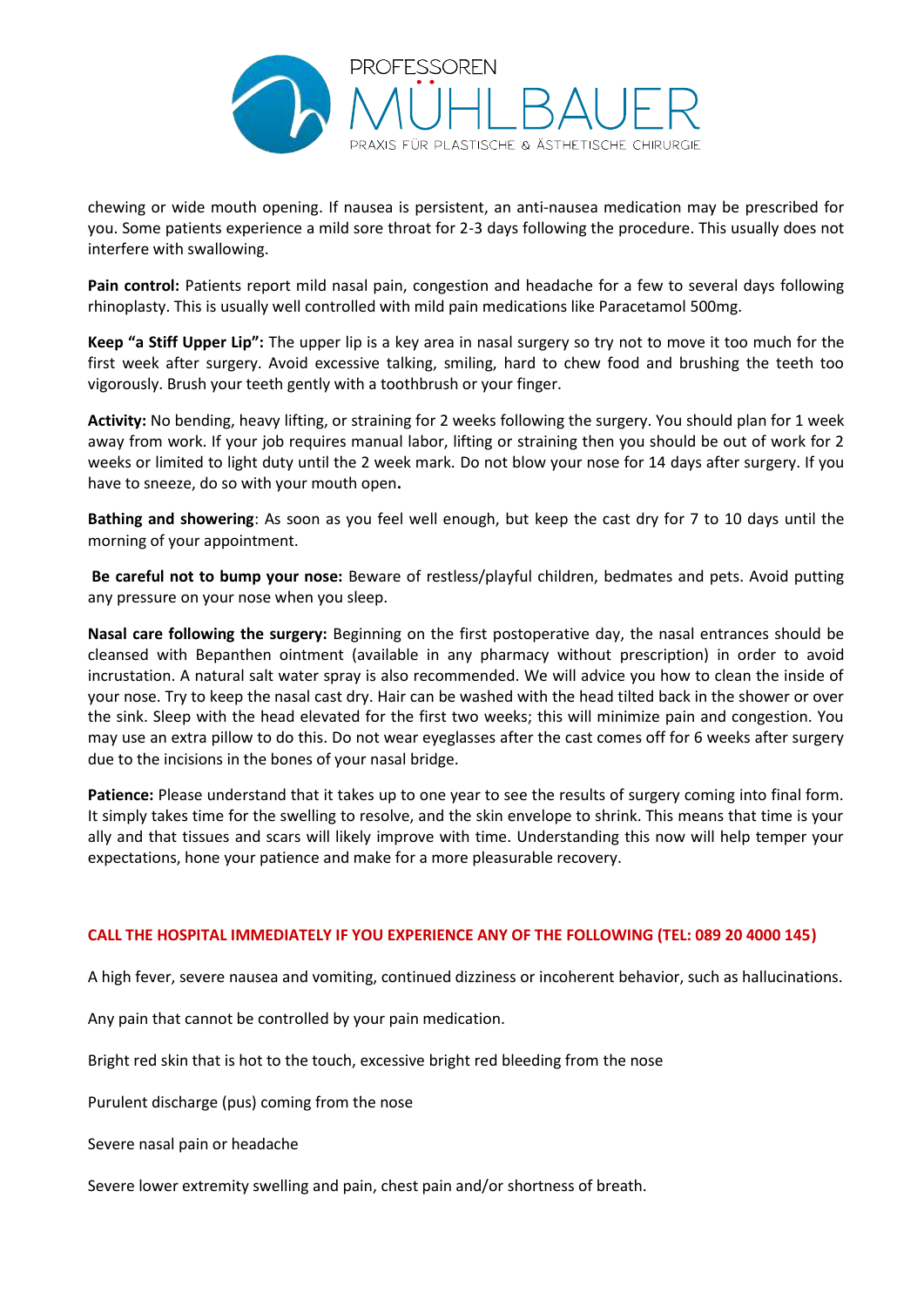chewing or wide mouth opening. If nausea is persistent, an anti-nausea medication may be prescribed for you. Some patients experience a mild sore throat for 2-3 days following the procedure. This usually does not interfere with swallowing.

**Pain control:** Patients report mild nasal pain, congestion and headache for a few to several days following rhinoplasty. This is usually well controlled with mild pain medications like Paracetamol 500mg.

**Keep "a Stiff Upper Lip":** The upper lip is a key area in nasal surgery so try not to move it too much for the first week after surgery. Avoid excessive talking, smiling, hard to chew food and brushing the teeth too vigorously. Brush your teeth gently with a toothbrush or your finger.

**Activity:** No bending, heavy lifting, or straining for 2 weeks following the surgery. You should plan for 1 week away from work. If your job requires manual labor, lifting or straining then you should be out of work for 2 weeks or limited to light duty until the 2 week mark. Do not blow your nose for 14 days after surgery. If you have to sneeze, do so with your mouth open**.**

**Bathing and showering**: As soon as you feel well enough, but keep the cast dry for 7 to 10 days until the morning of your appointment.

**Be careful not to bump your nose:** Beware of restless/playful children, bedmates and pets. Avoid putting any pressure on your nose when you sleep.

**Nasal care following the surgery:** Beginning on the first postoperative day, the nasal entrances should be cleansed with Bepanthen ointment (available in any pharmacy without prescription) in order to avoid incrustation. A natural salt water spray is also recommended. We will advice you how to clean the inside of your nose. Try to keep the nasal cast dry. Hair can be washed with the head tilted back in the shower or over the sink. Sleep with the head elevated for the first two weeks; this will minimize pain and congestion. You may use an extra pillow to do this. Do not wear eyeglasses after the cast comes off for 6 weeks after surgery due to the incisions in the bones of your nasal bridge.

**Patience:** Please understand that it takes up to one year to see the results of surgery coming into final form. It simply takes time for the swelling to resolve, and the skin envelope to shrink. This means that time is your ally and that tissues and scars will likely improve with time. Understanding this now will help temper your expectations, hone your patience and make for a more pleasurable recovery.

**CALL THE HOSPITAL IMMEDIATELY IF YOU EXPERIENCE ANY OF THE FOLLOWING (TEL: 089 20 4000 145)**

A high fever, severe nausea and vomiting, continued dizziness or incoherent behavior, such as hallucinations.

Any pain that cannot be controlled by your pain medication.

Bright red skin that is hot to the touch, excessive bright red bleeding from the nose

Purulent discharge (pus) coming from the nose

Severe nasal pain or headache

Severe lower extremity swelling and pain, chest pain and/or shortness of breath.